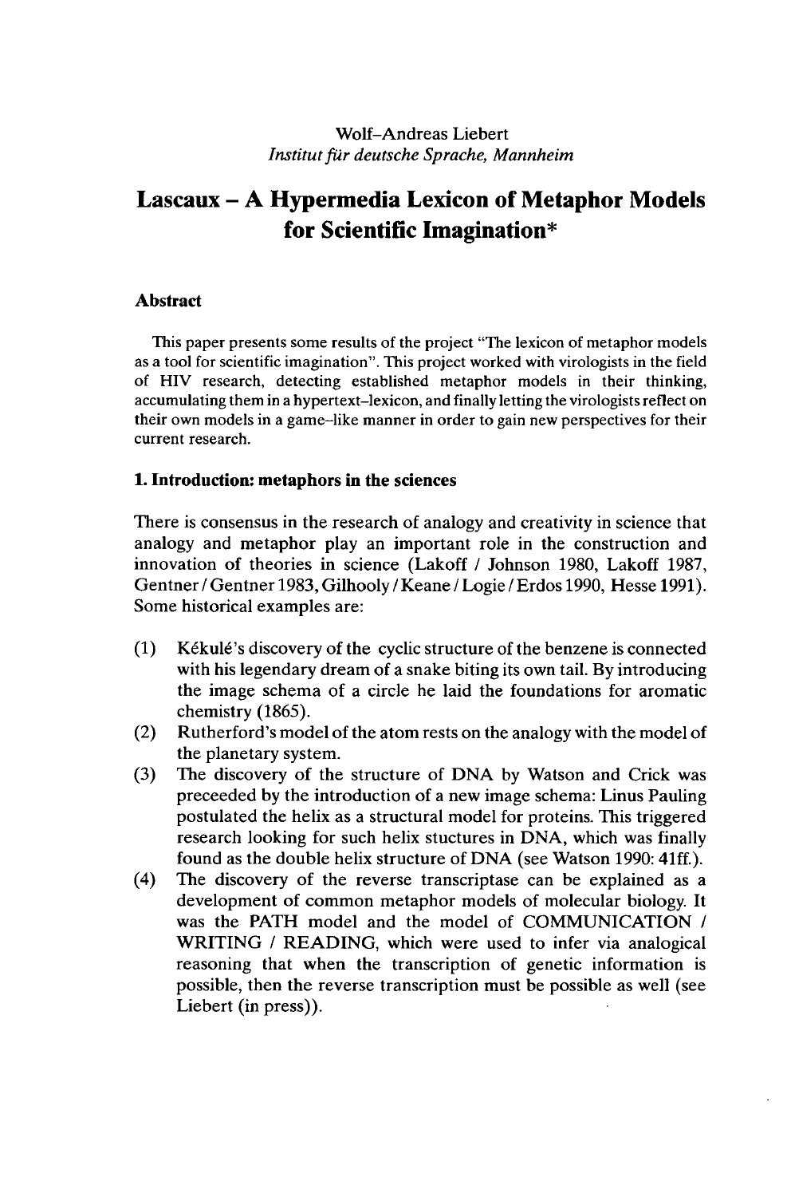Wolf–Andreas Liebert

*Institut für deutsche Sprache, Mannheim*

# Lascaux – A Hypermedia Lexicon of Metaphor Models for Scientific Imagination*

## Abstract

This paper presents some results of the project "The lexicon of metaphor models as a tool for scientific imagination". This project worked with virologists in the field of HIV research, detecting established metaphor models in their thinking, accumulating them in a hypertext–lexicon, and finally letting the virologists reflect on their own models in a game–like manner in order to gain new perspectives for their current research.

## 1. Introduction: metaphors in the sciences

There is consensus in the research of analogy and creativity in science that analogy and metaphor play an important role in the construction and innovation of theories in science (Lakoff / Johnson 1980, Lakoff 1987, Gentner / Gentner 1983, Gilhooly / Keane / Logie / Erdos 1990, Hesse 1991). Some historical examples are:

(1) Kékulé's discovery of the cyclic structure of the benzene is connected with his legendary dream of a snake biting its own tail. By introducing the image schema of a circle he laid the foundations for aromatic chemistry (1865).

(2) Rutherford's model of the atom rests on the analogy with the model of the planetary system.

(3) The discovery of the structure of DNA by Watson and Crick was preceeded by the introduction of a new image schema: Linus Pauling postulated the helix as a structural model for proteins. This triggered research looking for such helix stuctures in DNA, which was finally found as the double helix structure of DNA (see Watson 1990: 41ff.).

(4) The discovery of the reverse transcriptase can be explained as a development of common metaphor models of molecular biology. It was the PATH model and the model of COMMUNICATION / WRITING / READING, which were used to infer via analogical reasoning that when the transcription of genetic information is possible, then the reverse transcription must be possible as well (see Liebert (in press)).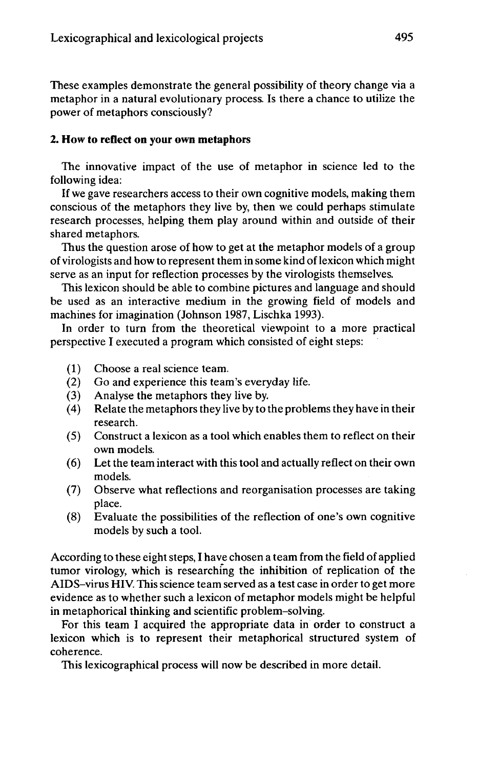These examples demonstrate the general possibility of theory change via a metaphor in a natural evolutionary process. Is there a chance to utilize the power of metaphors consciously?

## 2. How to reflect on your own metaphors

The innovative impact of the use of metaphor in science led to the following idea:

If we gave researchers access to their own cognitive models, making them conscious of the metaphors they live by, then we could perhaps stimulate research processes, helping them play around within and outside of their shared metaphors.

Thus the question arose of how to get at the metaphor models of a group of virologists and how to represent them in some kind of lexicon which might serve as an input for reflection processes by the virologists themselves.

This lexicon should be able to combine pictures and language and should be used as an interactive medium in the growing field of models and machines for imagination (Johnson 1987, Lischka 1993).

In order to turn from the theoretical viewpoint to a more practical perspective I executed a program which consisted of eight steps:

(1) Choose a real science team.
(2) Go and experience this team's everyday life.
(3) Analyse the metaphors they live by.
(4) Relate the metaphors they live by to the problems they have in their research.
(5) Construct a lexicon as a tool which enables them to reflect on their own models.
(6) Let the team interact with this tool and actually reflect on their own models.
(7) Observe what reflections and reorganisation processes are taking place.
(8) Evaluate the possibilities of the reflection of one's own cognitive models by such a tool.

According to these eight steps, I have chosen a team from the field of applied tumor virology, which is researching the inhibition of replication of the AIDS-virus HIV. This science team served as a test case in order to get more evidence as to whether such a lexicon of metaphor models might be helpful in metaphorical thinking and scientific problem-solving.

For this team I acquired the appropriate data in order to construct a lexicon which is to represent their metaphorical structured system of coherence.

This lexicographical process will now be described in more detail.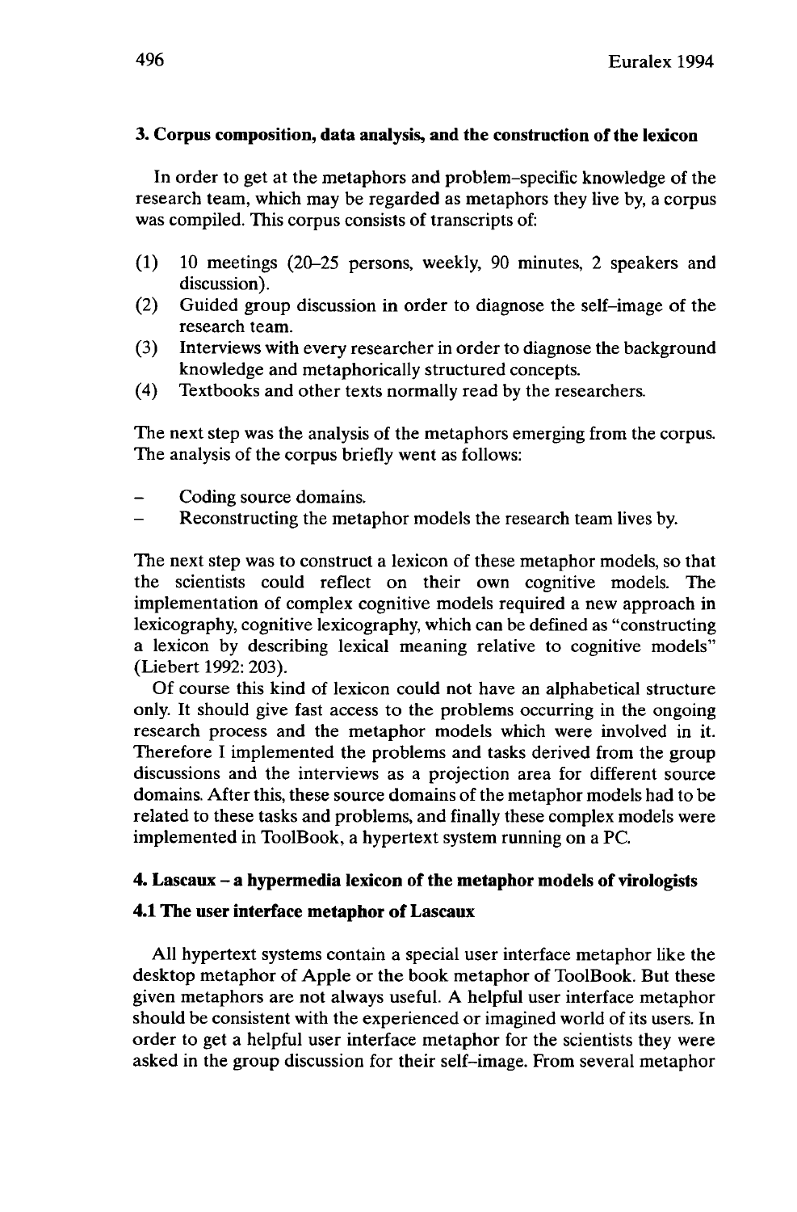### 3. Corpus composition, data analysis, and the construction of the lexicon

In order to get at the metaphors and problem-specific knowledge of the research team, which may be regarded as metaphors they live by, a corpus was compiled. This corpus consists of transcripts of:

(1) 10 meetings (20–25 persons, weekly, 90 minutes, 2 speakers and discussion).
(2) Guided group discussion in order to diagnose the self-image of the research team.
(3) Interviews with every researcher in order to diagnose the background knowledge and metaphorically structured concepts.
(4) Textbooks and other texts normally read by the researchers.

The next step was the analysis of the metaphors emerging from the corpus. The analysis of the corpus briefly went as follows:

- Coding source domains.
- Reconstructing the metaphor models the research team lives by.

The next step was to construct a lexicon of these metaphor models, so that the scientists could reflect on their own cognitive models. The implementation of complex cognitive models required a new approach in lexicography, cognitive lexicography, which can be defined as "constructing a lexicon by describing lexical meaning relative to cognitive models" (Liebert 1992: 203).

Of course this kind of lexicon could not have an alphabetical structure only. It should give fast access to the problems occurring in the ongoing research process and the metaphor models which were involved in it. Therefore I implemented the problems and tasks derived from the group discussions and the interviews as a projection area for different source domains. After this, these source domains of the metaphor models had to be related to these tasks and problems, and finally these complex models were implemented in ToolBook, a hypertext system running on a PC.

### 4. Lascaux – a hypermedia lexicon of the metaphor models of virologists

#### 4.1 The user interface metaphor of Lascaux

All hypertext systems contain a special user interface metaphor like the desktop metaphor of Apple or the book metaphor of ToolBook. But these given metaphors are not always useful. A helpful user interface metaphor should be consistent with the experienced or imagined world of its users. In order to get a helpful user interface metaphor for the scientists they were asked in the group discussion for their self-image. From several metaphor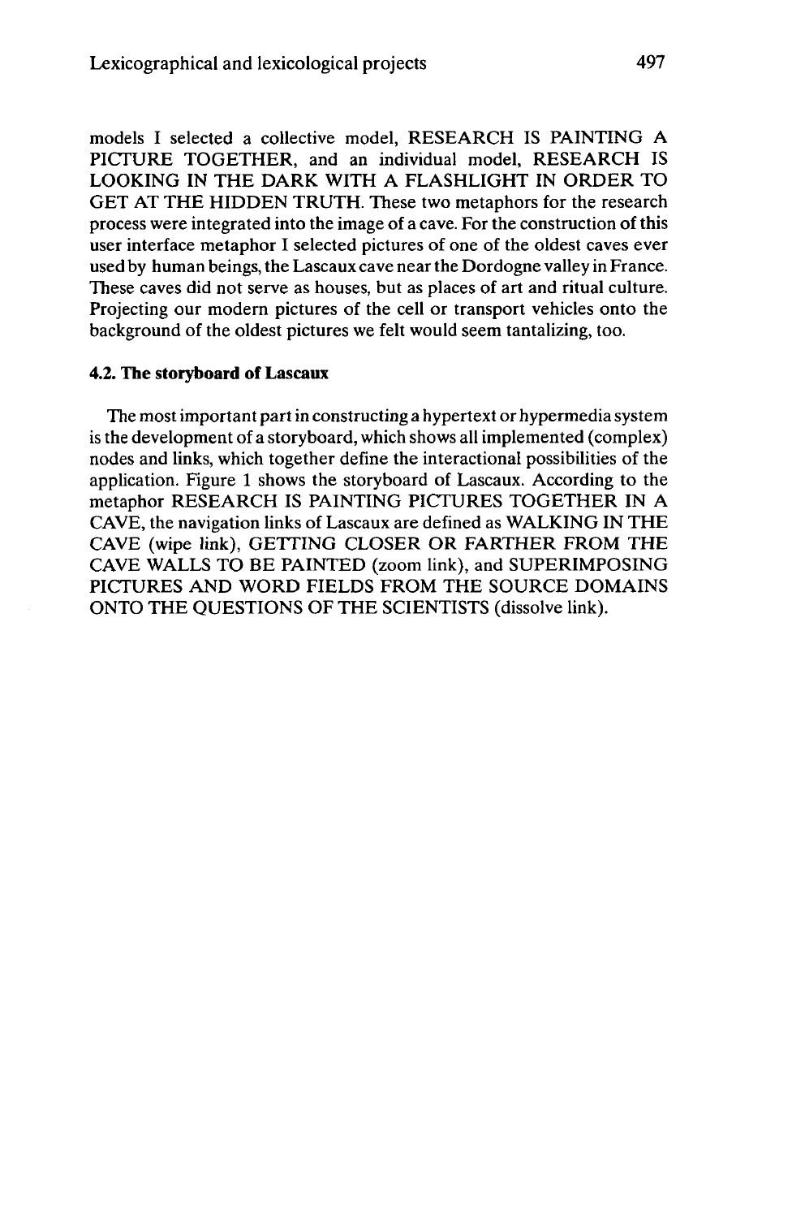models I selected a collective model, RESEARCH IS PAINTING A PICTURE TOGETHER, and an individual model, RESEARCH IS LOOKING IN THE DARK WITH A FLASHLIGHT IN ORDER TO GET AT THE HIDDEN TRUTH. These two metaphors for the research process were integrated into the image of a cave. For the construction of this user interface metaphor I selected pictures of one of the oldest caves ever used by human beings, the Lascaux cave near the Dordogne valley in France. These caves did not serve as houses, but as places of art and ritual culture. Projecting our modern pictures of the cell or transport vehicles onto the background of the oldest pictures we felt would seem tantalizing, too.

### 4.2. The storyboard of Lascaux

The most important part in constructing a hypertext or hypermedia system is the development of a storyboard, which shows all implemented (complex) nodes and links, which together define the interactional possibilities of the application. Figure 1 shows the storyboard of Lascaux. According to the metaphor RESEARCH IS PAINTING PICTURES TOGETHER IN A CAVE, the navigation links of Lascaux are defined as WALKING IN THE CAVE (wipe link), GETTING CLOSER OR FARTHER FROM THE CAVE WALLS TO BE PAINTED (zoom link), and SUPERIMPOSING PICTURES AND WORD FIELDS FROM THE SOURCE DOMAINS ONTO THE QUESTIONS OF THE SCIENTISTS (dissolve link).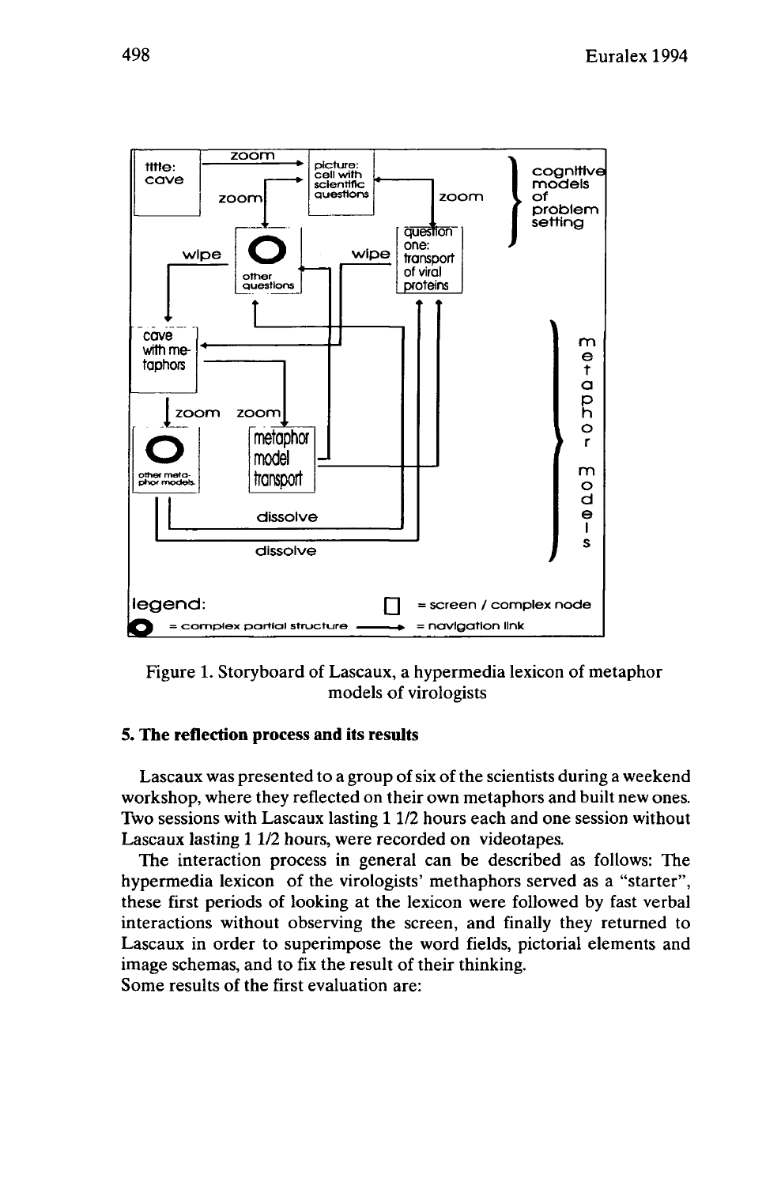Figure 1. Storyboard of Lascaux, a hypermedia lexicon of metaphor models of virologists

## 5. The reflection process and its results

Lascaux was presented to a group of six of the scientists during a weekend workshop, where they reflected on their own metaphors and built new ones. Two sessions with Lascaux lasting 1 1/2 hours each and one session without Lascaux lasting 1 1/2 hours, were recorded on videotapes.

The interaction process in general can be described as follows: The hypermedia lexicon of the virologists' methaphors served as a "starter", these first periods of looking at the lexicon were followed by fast verbal interactions without observing the screen, and finally they returned to Lascaux in order to superimpose the word fields, pictorial elements and image schemas, and to fix the result of their thinking.

Some results of the first evaluation are: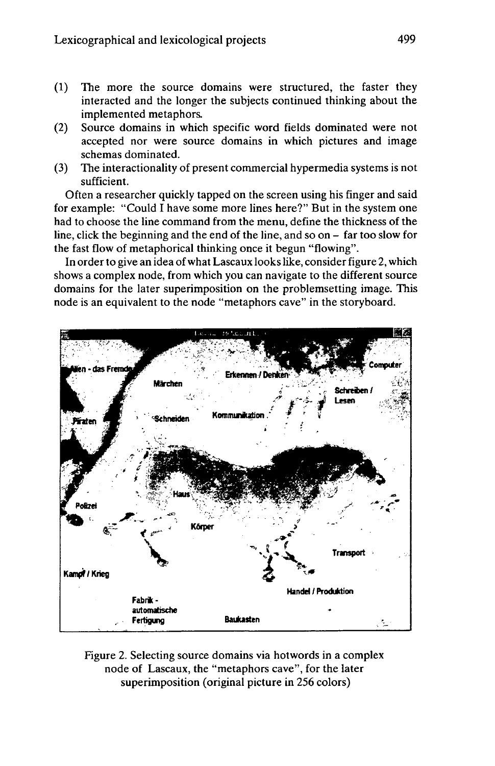(1) The more the source domains were structured, the faster they interacted and the longer the subjects continued thinking about the implemented metaphors.
(2) Source domains in which specific word fields dominated were not accepted nor were source domains in which pictures and image schemas dominated.
(3) The interactionality of present commercial hypermedia systems is not sufficient.

Often a researcher quickly tapped on the screen using his finger and said for example: "Could I have some more lines here?" But in the system one had to choose the line command from the menu, define the thickness of the line, click the beginning and the end of the line, and so on – far too slow for the fast flow of metaphorical thinking once it begun "flowing".

In order to give an idea of what Lascaux looks like, consider figure 2, which shows a complex node, from which you can navigate to the different source domains for the later superimposition on the problemsetting image. This node is an equivalent to the node "metaphors cave" in the storyboard.

Figure 2. Selecting source domains via hotwords in a complex node of Lascaux, the "metaphors cave", for the later superimposition (original picture in 256 colors)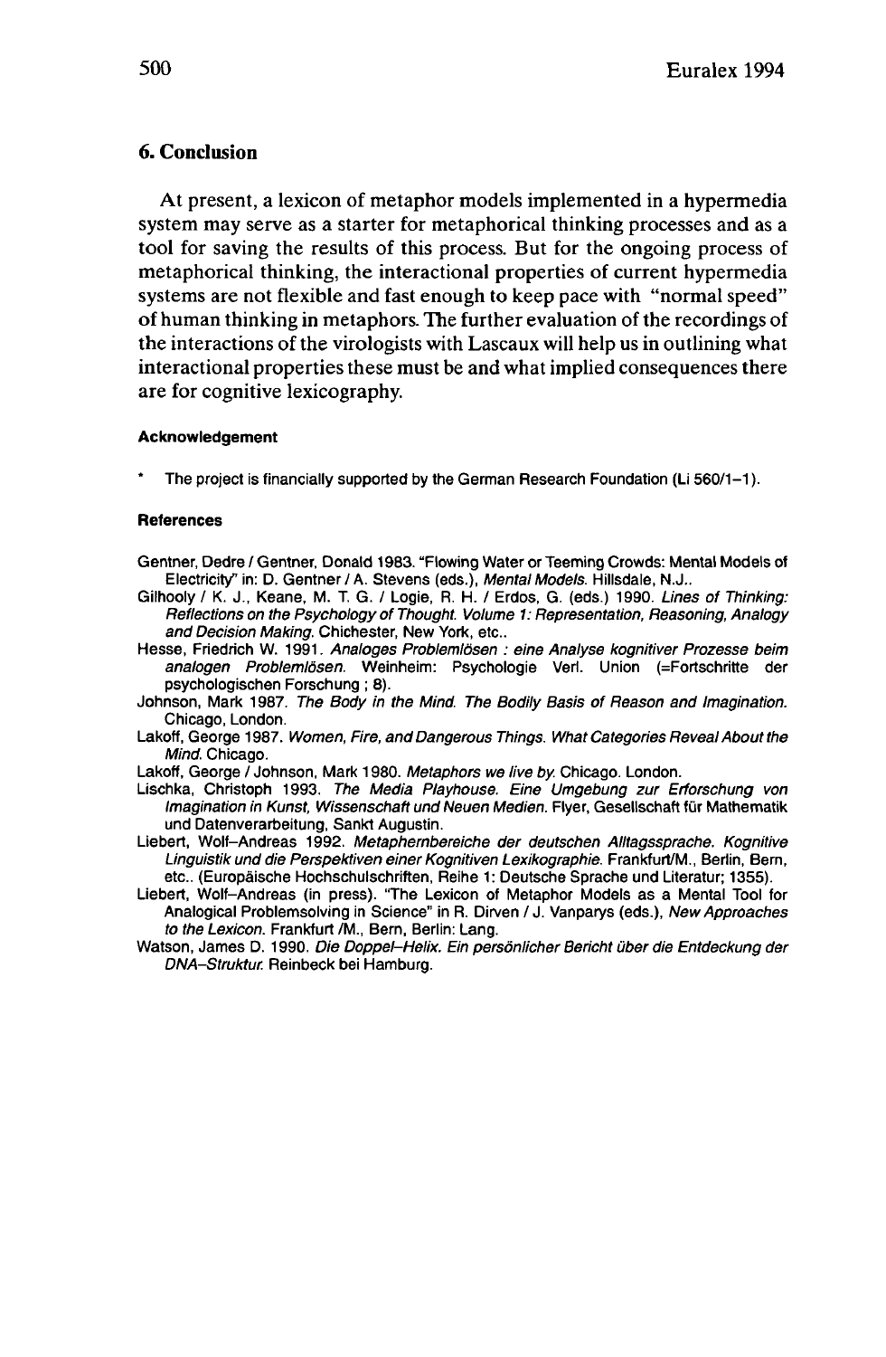## 6. Conclusion

At present, a lexicon of metaphor models implemented in a hypermedia system may serve as a starter for metaphorical thinking processes and as a tool for saving the results of this process. But for the ongoing process of metaphorical thinking, the interactional properties of current hypermedia systems are not flexible and fast enough to keep pace with "normal speed" of human thinking in metaphors. The further evaluation of the recordings of the interactions of the virologists with Lascaux will help us in outlining what interactional properties these must be and what implied consequences there are for cognitive lexicography.

#### Acknowledgement

\* The project is financially supported by the German Research Foundation (Li 560/1–1).

#### References

Gentner, Dedre / Gentner, Donald 1983. "Flowing Water or Teeming Crowds: Mental Models of Electricity" in: D. Gentner / A. Stevens (eds.), *Mental Models*. Hillsdale, N.J..

Gilhooly / K. J., Keane, M. T. G. / Logie, R. H. / Erdos, G. (eds.) 1990. *Lines of Thinking: Reflections on the Psychology of Thought. Volume 1: Representation, Reasoning, Analogy and Decision Making*. Chichester, New York, etc..

Hesse, Friedrich W. 1991. *Analoges Problemlösen : eine Analyse kognitiver Prozesse beim analogen Problemlösen*. Weinheim: Psychologie Verl. Union (=Fortschritte der psychologischen Forschung ; 8).

Johnson, Mark 1987. *The Body in the Mind. The Bodily Basis of Reason and Imagination*. Chicago, London.

Lakoff, George 1987. *Women, Fire, and Dangerous Things. What Categories Reveal About the Mind*. Chicago.

Lakoff, George / Johnson, Mark 1980. *Metaphors we live by*. Chicago. London.

Lischka, Christoph 1993. *The Media Playhouse. Eine Umgebung zur Erforschung von Imagination in Kunst, Wissenschaft und Neuen Medien*. Flyer, Gesellschaft für Mathematik und Datenverarbeitung, Sankt Augustin.

Liebert, Wolf–Andreas 1992. *Metaphernbereiche der deutschen Alltagssprache. Kognitive Linguistik und die Perspektiven einer Kognitiven Lexikographie*. Frankfurt/M., Berlin, Bern, etc.. (Europäische Hochschulschriften, Reihe 1: Deutsche Sprache und Literatur; 1355).

Liebert, Wolf–Andreas (in press). "The Lexicon of Metaphor Models as a Mental Tool for Analogical Problemsolving in Science" in R. Dirven / J. Vanparys (eds.), *New Approaches to the Lexicon*. Frankfurt /M., Bern, Berlin: Lang.

Watson, James D. 1990. *Die Doppel–Helix. Ein persönlicher Bericht über die Entdeckung der DNA–Struktur*. Reinbeck bei Hamburg.